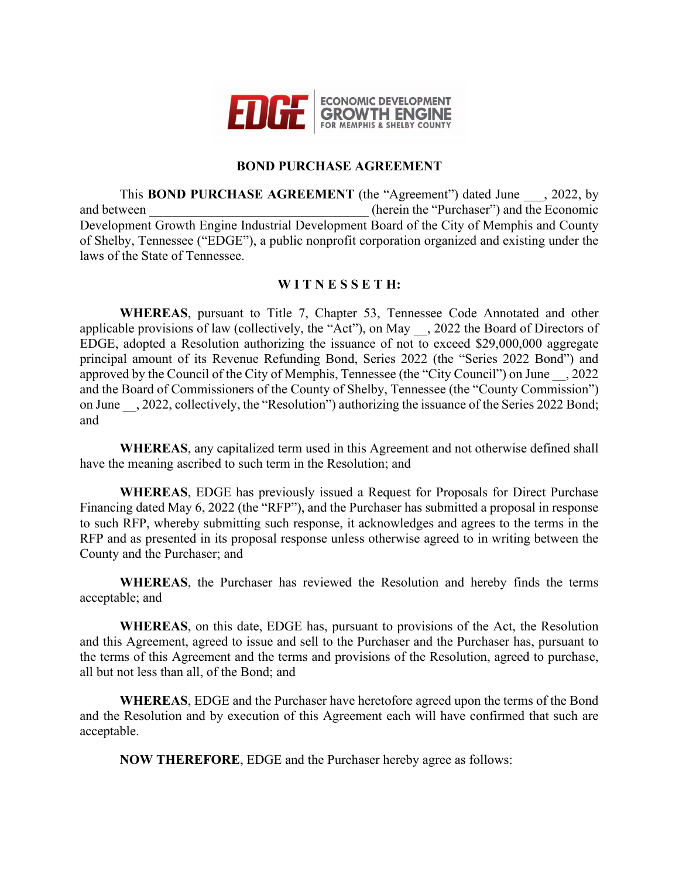EDGE | ECONOMIC DEVELOPMENT GROWTH ENGINE FOR MEMPHIS & SHELBY COUNTY

# BOND PURCHASE AGREEMENT

This **BOND PURCHASE AGREEMENT** (the "Agreement") dated June ___, 2022, by and between ________________________________ (herein the "Purchaser") and the Economic Development Growth Engine Industrial Development Board of the City of Memphis and County of Shelby, Tennessee ("EDGE"), a public nonprofit corporation organized and existing under the laws of the State of Tennessee.

## W I T N E S S E T H:

**WHEREAS**, pursuant to Title 7, Chapter 53, Tennessee Code Annotated and other applicable provisions of law (collectively, the "Act"), on May __, 2022 the Board of Directors of EDGE, adopted a Resolution authorizing the issuance of not to exceed $29,000,000 aggregate principal amount of its Revenue Refunding Bond, Series 2022 (the "Series 2022 Bond") and approved by the Council of the City of Memphis, Tennessee (the "City Council") on June __, 2022 and the Board of Commissioners of the County of Shelby, Tennessee (the "County Commission") on June __, 2022, collectively, the "Resolution") authorizing the issuance of the Series 2022 Bond; and

**WHEREAS**, any capitalized term used in this Agreement and not otherwise defined shall have the meaning ascribed to such term in the Resolution; and

**WHEREAS**, EDGE has previously issued a Request for Proposals for Direct Purchase Financing dated May 6, 2022 (the "RFP"), and the Purchaser has submitted a proposal in response to such RFP, whereby submitting such response, it acknowledges and agrees to the terms in the RFP and as presented in its proposal response unless otherwise agreed to in writing between the County and the Purchaser; and

**WHEREAS**, the Purchaser has reviewed the Resolution and hereby finds the terms acceptable; and

**WHEREAS**, on this date, EDGE has, pursuant to provisions of the Act, the Resolution and this Agreement, agreed to issue and sell to the Purchaser and the Purchaser has, pursuant to the terms of this Agreement and the terms and provisions of the Resolution, agreed to purchase, all but not less than all, of the Bond; and

**WHEREAS**, EDGE and the Purchaser have heretofore agreed upon the terms of the Bond and the Resolution and by execution of this Agreement each will have confirmed that such are acceptable.

**NOW THEREFORE**, EDGE and the Purchaser hereby agree as follows: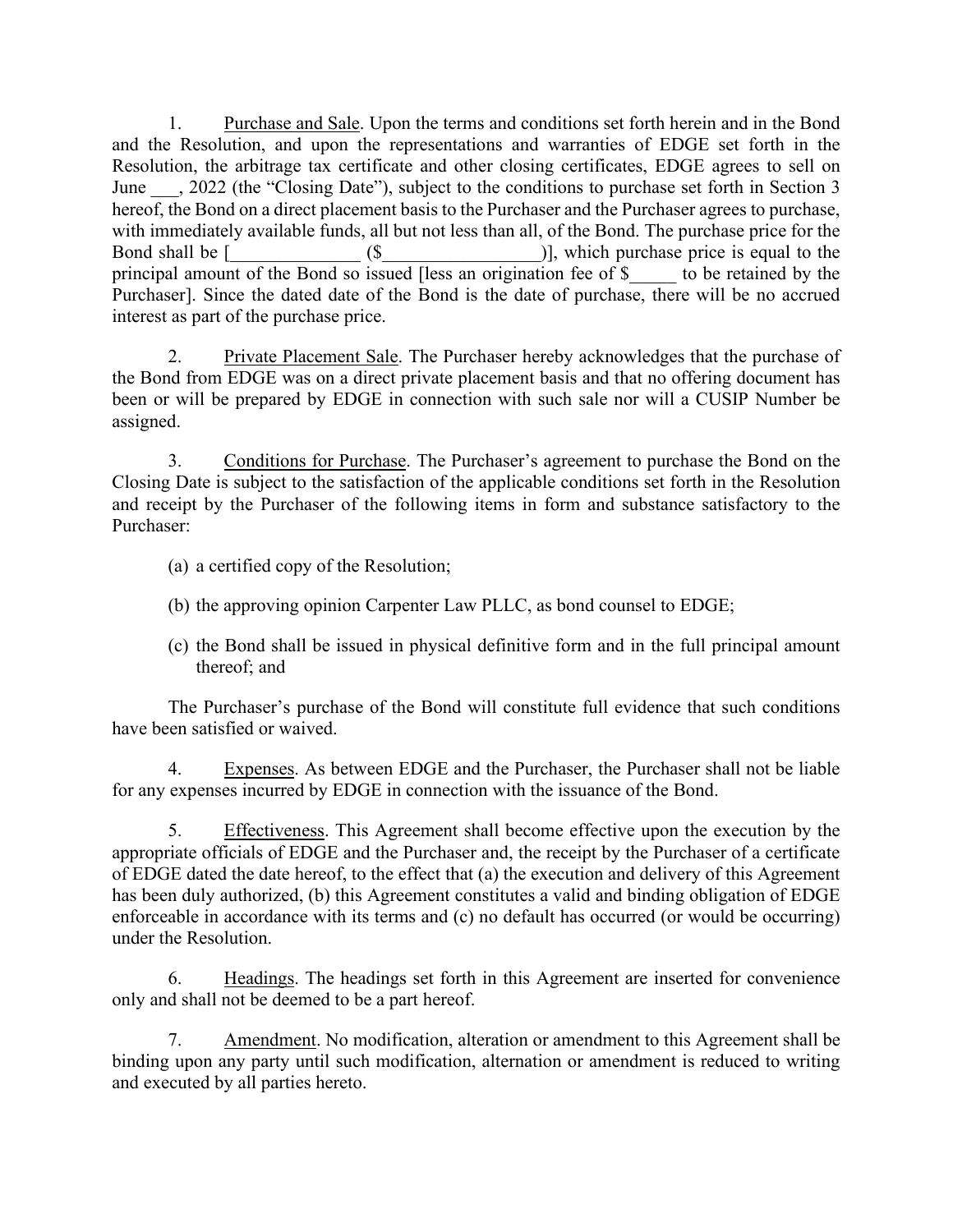1. Purchase and Sale. Upon the terms and conditions set forth herein and in the Bond and the Resolution, and upon the representations and warranties of EDGE set forth in the Resolution, the arbitrage tax certificate and other closing certificates, EDGE agrees to sell on June ___, 2022 (the "Closing Date"), subject to the conditions to purchase set forth in Section 3 hereof, the Bond on a direct placement basis to the Purchaser and the Purchaser agrees to purchase, with immediately available funds, all but not less than all, of the Bond. The purchase price for the Bond shall be [______________ ($_________________)], which purchase price is equal to the principal amount of the Bond so issued [less an origination fee of $_____ to be retained by the Purchaser]. Since the dated date of the Bond is the date of purchase, there will be no accrued interest as part of the purchase price.

2. Private Placement Sale. The Purchaser hereby acknowledges that the purchase of the Bond from EDGE was on a direct private placement basis and that no offering document has been or will be prepared by EDGE in connection with such sale nor will a CUSIP Number be assigned.

3. Conditions for Purchase. The Purchaser's agreement to purchase the Bond on the Closing Date is subject to the satisfaction of the applicable conditions set forth in the Resolution and receipt by the Purchaser of the following items in form and substance satisfactory to the Purchaser:

(a) a certified copy of the Resolution;

(b) the approving opinion Carpenter Law PLLC, as bond counsel to EDGE;

(c) the Bond shall be issued in physical definitive form and in the full principal amount thereof; and

The Purchaser's purchase of the Bond will constitute full evidence that such conditions have been satisfied or waived.

4. Expenses. As between EDGE and the Purchaser, the Purchaser shall not be liable for any expenses incurred by EDGE in connection with the issuance of the Bond.

5. Effectiveness. This Agreement shall become effective upon the execution by the appropriate officials of EDGE and the Purchaser and, the receipt by the Purchaser of a certificate of EDGE dated the date hereof, to the effect that (a) the execution and delivery of this Agreement has been duly authorized, (b) this Agreement constitutes a valid and binding obligation of EDGE enforceable in accordance with its terms and (c) no default has occurred (or would be occurring) under the Resolution.

6. Headings. The headings set forth in this Agreement are inserted for convenience only and shall not be deemed to be a part hereof.

7. Amendment. No modification, alteration or amendment to this Agreement shall be binding upon any party until such modification, alternation or amendment is reduced to writing and executed by all parties hereto.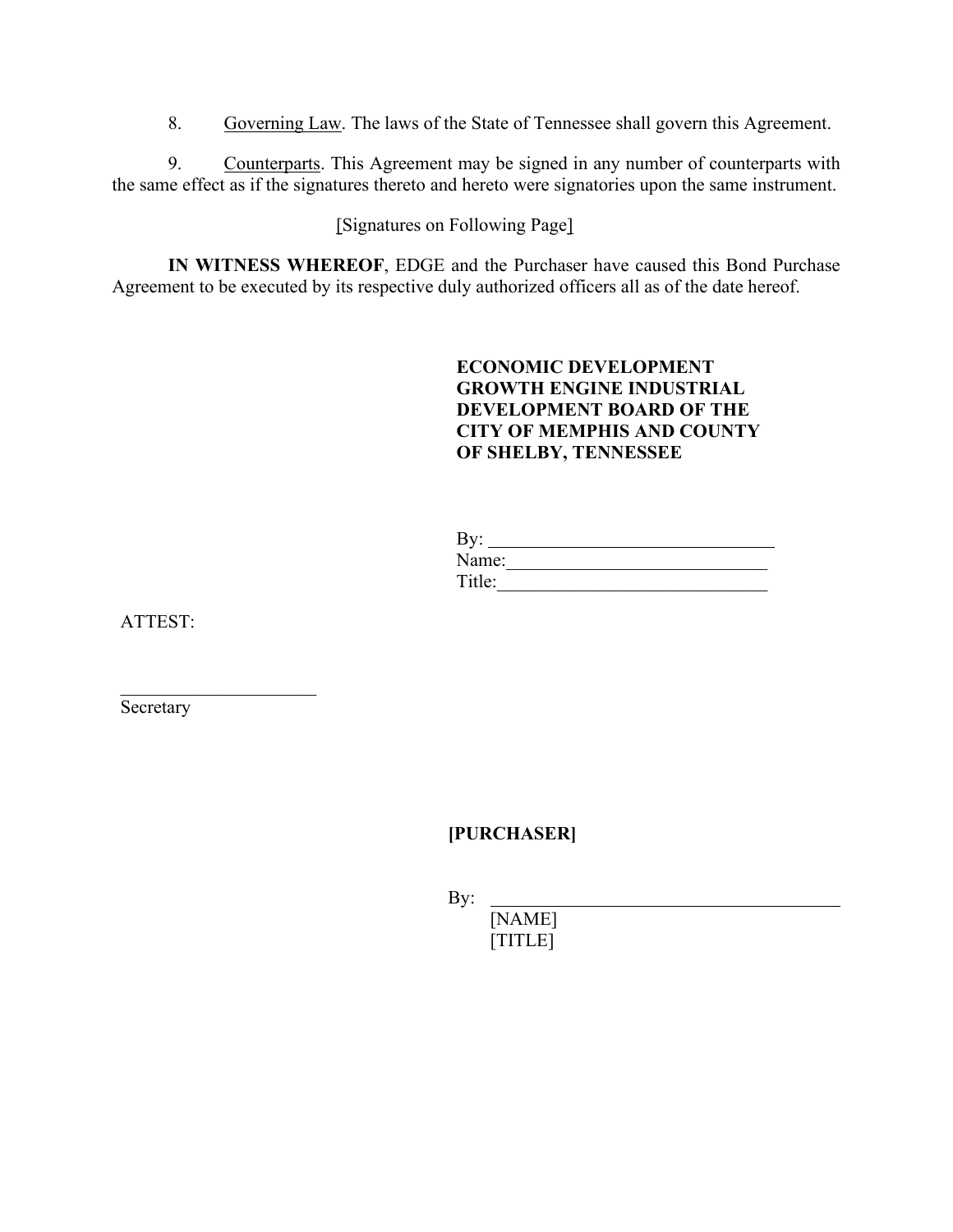8. Governing Law. The laws of the State of Tennessee shall govern this Agreement.

9. Counterparts. This Agreement may be signed in any number of counterparts with the same effect as if the signatures thereto and hereto were signatories upon the same instrument.

[Signatures on Following Page]

**IN WITNESS WHEREOF**, EDGE and the Purchaser have caused this Bond Purchase Agreement to be executed by its respective duly authorized officers all as of the date hereof.

**ECONOMIC DEVELOPMENT GROWTH ENGINE INDUSTRIAL DEVELOPMENT BOARD OF THE CITY OF MEMPHIS AND COUNTY OF SHELBY, TENNESSEE**

By: ______________________________
Name:____________________________
Title:_____________________________

ATTEST:

______________________
Secretary

**[PURCHASER]**

By: ______________________________________
[NAME]
[TITLE]